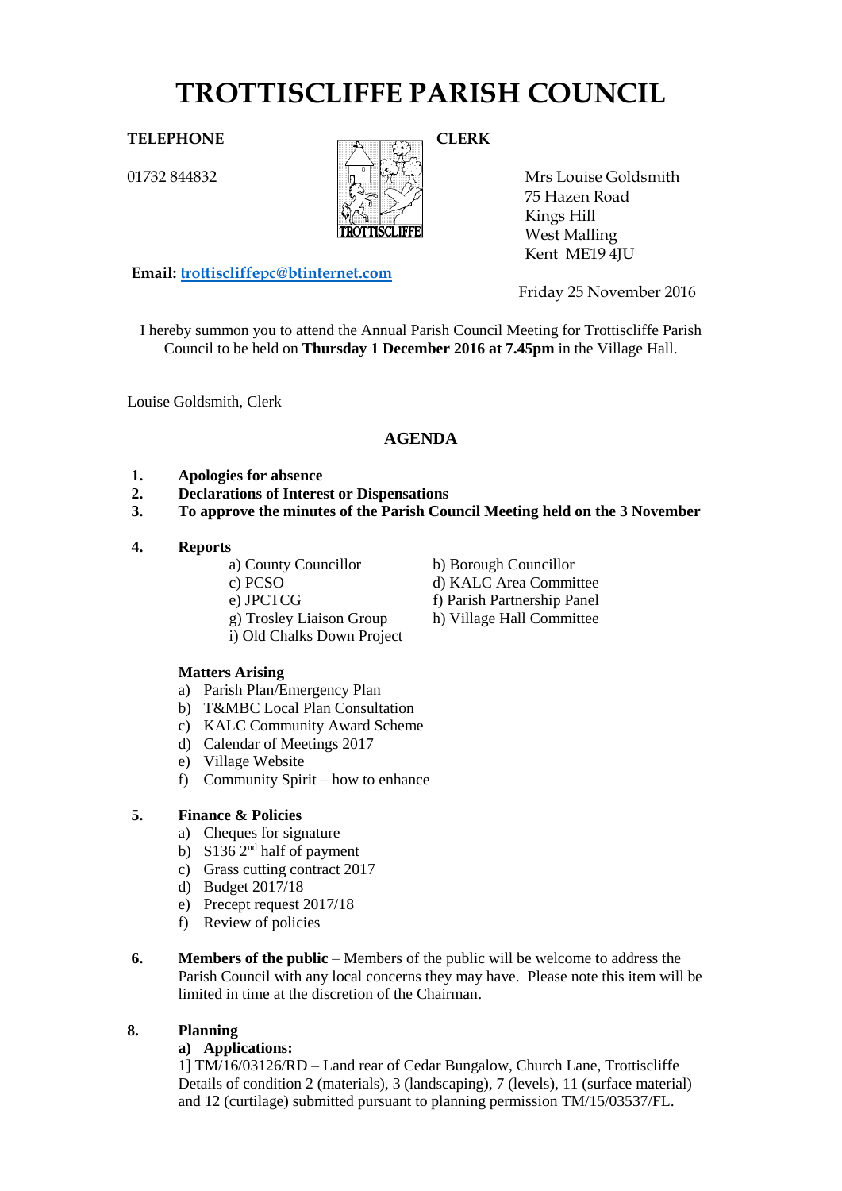# TROTTISCLIFFE PARISH COUNCIL

**TELEPHONE**

01732 844832

**CLERK**

Mrs Louise Goldsmith
75 Hazen Road
Kings Hill
West Malling
Kent ME19 4JU

**Email: trottiscliffepc@btinternet.com**

Friday 25 November 2016

I hereby summon you to attend the Annual Parish Council Meeting for Trottiscliffe Parish Council to be held on **Thursday 1 December 2016 at 7.45pm** in the Village Hall.

Louise Goldsmith, Clerk

## AGENDA

1. **Apologies for absence**
2. **Declarations of Interest or Dispensations**
3. **To approve the minutes of the Parish Council Meeting held on the 3 November**

4. **Reports**
   - a) County Councillor
   - b) Borough Councillor
   - c) PCSO
   - d) KALC Area Committee
   - e) JPCTCG
   - f) Parish Partnership Panel
   - g) Trosley Liaison Group
   - h) Village Hall Committee
   - i) Old Chalks Down Project

   **Matters Arising**
   - a) Parish Plan/Emergency Plan
   - b) T&MBC Local Plan Consultation
   - c) KALC Community Award Scheme
   - d) Calendar of Meetings 2017
   - e) Village Website
   - f) Community Spirit – how to enhance

5. **Finance & Policies**
   - a) Cheques for signature
   - b) S136 2nd half of payment
   - c) Grass cutting contract 2017
   - d) Budget 2017/18
   - e) Precept request 2017/18
   - f) Review of policies

6. **Members of the public** – Members of the public will be welcome to address the Parish Council with any local concerns they may have. Please note this item will be limited in time at the discretion of the Chairman.

8. **Planning**

   **a) Applications:**

   1] TM/16/03126/RD – Land rear of Cedar Bungalow, Church Lane, Trottiscliffe
   Details of condition 2 (materials), 3 (landscaping), 7 (levels), 11 (surface material) and 12 (curtilage) submitted pursuant to planning permission TM/15/03537/FL.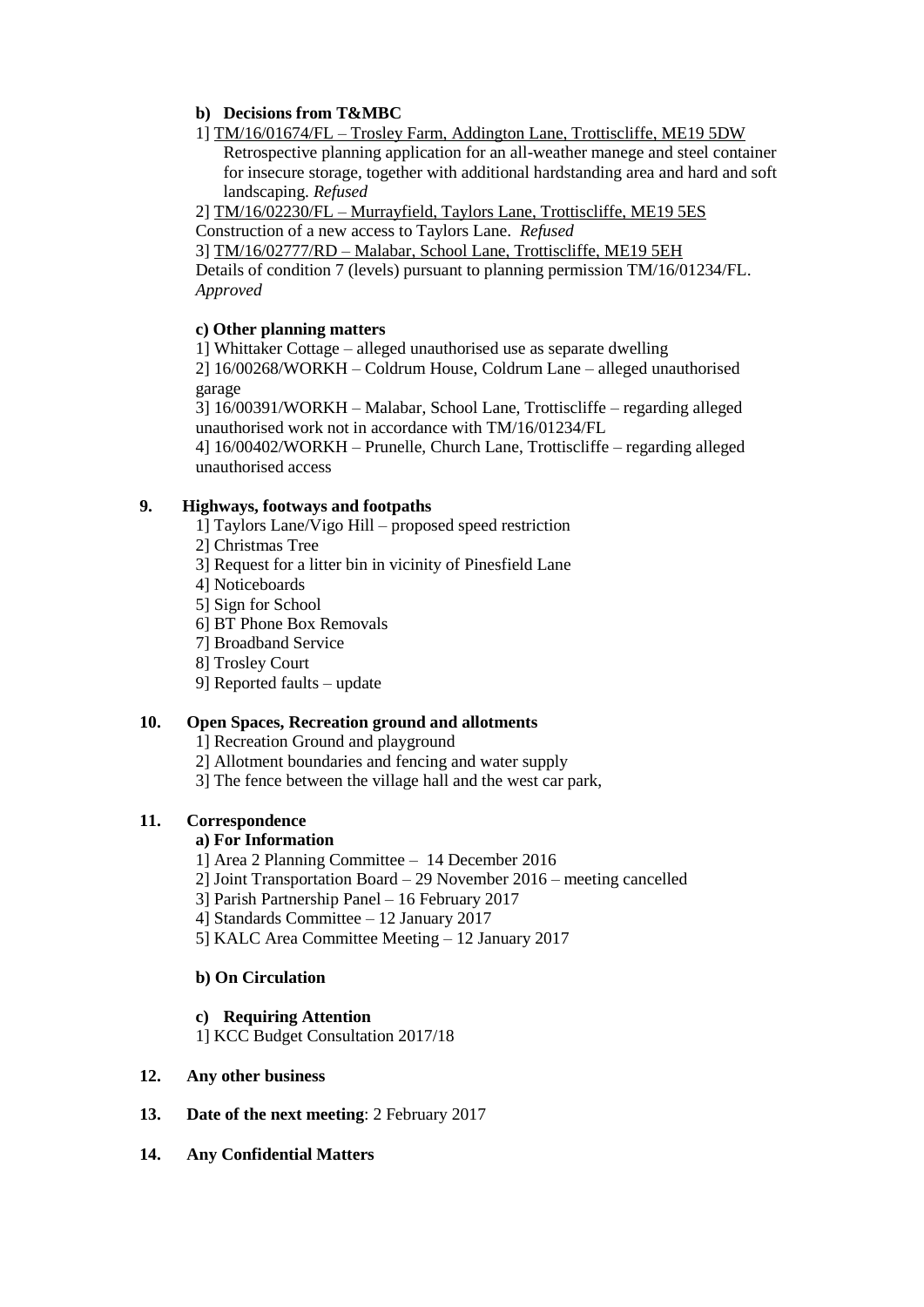**b) Decisions from T&MBC**

1] TM/16/01674/FL – Trosley Farm, Addington Lane, Trottiscliffe, ME19 5DW
Retrospective planning application for an all-weather manege and steel container for insecure storage, together with additional hardstanding area and hard and soft landscaping. *Refused*

2] TM/16/02230/FL – Murrayfield, Taylors Lane, Trottiscliffe, ME19 5ES
Construction of a new access to Taylors Lane. *Refused*

3] TM/16/02777/RD – Malabar, School Lane, Trottiscliffe, ME19 5EH
Details of condition 7 (levels) pursuant to planning permission TM/16/01234/FL. *Approved*

**c) Other planning matters**

1] Whittaker Cottage – alleged unauthorised use as separate dwelling
2] 16/00268/WORKH – Coldrum House, Coldrum Lane – alleged unauthorised garage
3] 16/00391/WORKH – Malabar, School Lane, Trottiscliffe – regarding alleged unauthorised work not in accordance with TM/16/01234/FL
4] 16/00402/WORKH – Prunelle, Church Lane, Trottiscliffe – regarding alleged unauthorised access

**9. Highways, footways and footpaths**

1] Taylors Lane/Vigo Hill – proposed speed restriction
2] Christmas Tree
3] Request for a litter bin in vicinity of Pinesfield Lane
4] Noticeboards
5] Sign for School
6] BT Phone Box Removals
7] Broadband Service
8] Trosley Court
9] Reported faults – update

**10. Open Spaces, Recreation ground and allotments**

1] Recreation Ground and playground
2] Allotment boundaries and fencing and water supply
3] The fence between the village hall and the west car park,

**11. Correspondence**

**a) For Information**

1] Area 2 Planning Committee – 14 December 2016
2] Joint Transportation Board – 29 November 2016 – meeting cancelled
3] Parish Partnership Panel – 16 February 2017
4] Standards Committee – 12 January 2017
5] KALC Area Committee Meeting – 12 January 2017

**b) On Circulation**

**c) Requiring Attention**

1] KCC Budget Consultation 2017/18

**12. Any other business**

**13. Date of the next meeting**: 2 February 2017

**14. Any Confidential Matters**